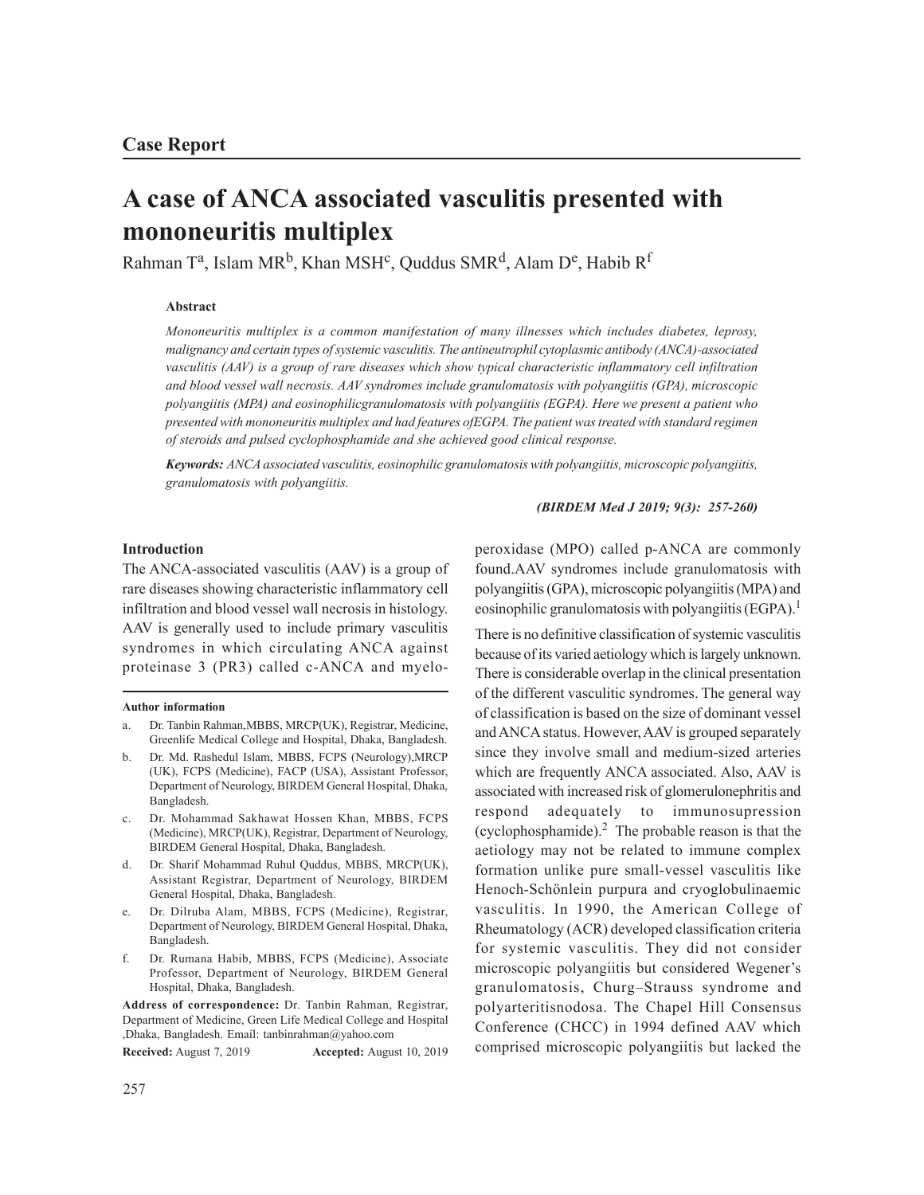**Case Report**

# A case of ANCA associated vasculitis presented with mononeuritis multiplex

Rahman T[a], Islam MR[b], Khan MSH[c], Quddus SMR[d], Alam D[e], Habib R[f]

### Abstract

*Mononeuritis multiplex is a common manifestation of many illnesses which includes diabetes, leprosy, malignancy and certain types of systemic vasculitis. The antineutrophil cytoplasmic antibody (ANCA)-associated vasculitis (AAV) is a group of rare diseases which show typical characteristic inflammatory cell infiltration and blood vessel wall necrosis. AAV syndromes include granulomatosis with polyangiitis (GPA), microscopic polyangiitis (MPA) and eosinophilicgranulomatosis with polyangiitis (EGPA). Here we present a patient who presented with mononeuritis multiplex and had features ofEGPA. The patient was treated with standard regimen of steroids and pulsed cyclophosphamide and she achieved good clinical response.*

***Keywords:*** *ANCA associated vasculitis, eosinophilic granulomatosis with polyangiitis, microscopic polyangiitis, granulomatosis with polyangiitis.*

***(BIRDEM Med J 2019; 9(3): 257-260)***

### Introduction

The ANCA-associated vasculitis (AAV) is a group of rare diseases showing characteristic inflammatory cell infiltration and blood vessel wall necrosis in histology. AAV is generally used to include primary vasculitis syndromes in which circulating ANCA against proteinase 3 (PR3) called c-ANCA and myeloperoxidase (MPO) called p-ANCA are commonly found.AAV syndromes include granulomatosis with polyangiitis (GPA), microscopic polyangiitis (MPA) and eosinophilic granulomatosis with polyangiitis (EGPA).[1]

There is no definitive classification of systemic vasculitis because of its varied aetiology which is largely unknown. There is considerable overlap in the clinical presentation of the different vasculitic syndromes. The general way of classification is based on the size of dominant vessel and ANCA status. However, AAV is grouped separately since they involve small and medium-sized arteries which are frequently ANCA associated. Also, AAV is associated with increased risk of glomerulonephritis and respond adequately to immunosupression (cyclophosphamide).[2] The probable reason is that the aetiology may not be related to immune complex formation unlike pure small-vessel vasculitis like Henoch-Schönlein purpura and cryoglobulinaemic vasculitis. In 1990, the American College of Rheumatology (ACR) developed classification criteria for systemic vasculitis. They did not consider microscopic polyangiitis but considered Wegener's granulomatosis, Churg–Strauss syndrome and polyarteritisnodosa. The Chapel Hill Consensus Conference (CHCC) in 1994 defined AAV which comprised microscopic polyangiitis but lacked the

**Author information**

a. Dr. Tanbin Rahman,MBBS, MRCP(UK), Registrar, Medicine, Greenlife Medical College and Hospital, Dhaka, Bangladesh.

b. Dr. Md. Rashedul Islam, MBBS, FCPS (Neurology),MRCP (UK), FCPS (Medicine), FACP (USA), Assistant Professor, Department of Neurology, BIRDEM General Hospital, Dhaka, Bangladesh.

c. Dr. Mohammad Sakhawat Hossen Khan, MBBS, FCPS (Medicine), MRCP(UK), Registrar, Department of Neurology, BIRDEM General Hospital, Dhaka, Bangladesh.

d. Dr. Sharif Mohammad Ruhul Quddus, MBBS, MRCP(UK), Assistant Registrar, Department of Neurology, BIRDEM General Hospital, Dhaka, Bangladesh.

e. Dr. Dilruba Alam, MBBS, FCPS (Medicine), Registrar, Department of Neurology, BIRDEM General Hospital, Dhaka, Bangladesh.

f. Dr. Rumana Habib, MBBS, FCPS (Medicine), Associate Professor, Department of Neurology, BIRDEM General Hospital, Dhaka, Bangladesh.

**Address of correspondence:** Dr. Tanbin Rahman, Registrar, Department of Medicine, Green Life Medical College and Hospital ,Dhaka, Bangladesh. Email: tanbinrahman@yahoo.com

**Received:** August 7, 2019 **Accepted:** August 10, 2019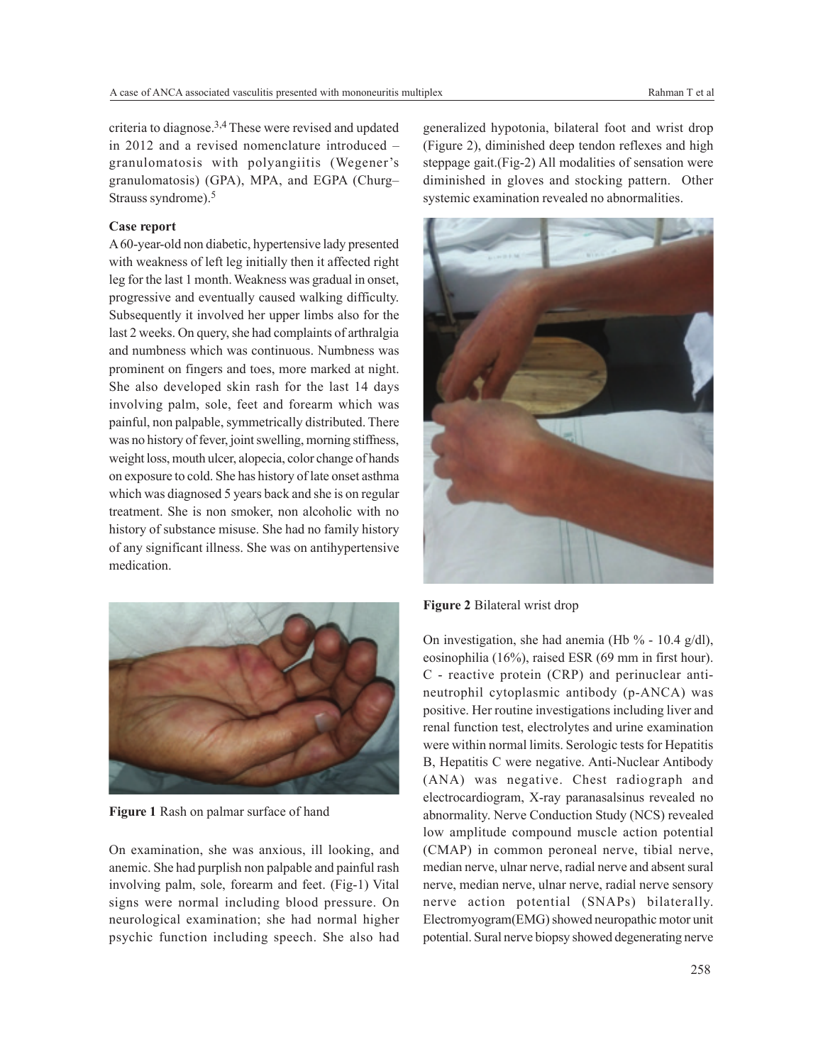criteria to diagnose.[3,4] These were revised and updated in 2012 and a revised nomenclature introduced – granulomatosis with polyangiitis (Wegener's granulomatosis) (GPA), MPA, and EGPA (Churg–Strauss syndrome).[5]

**Case report**

A 60-year-old non diabetic, hypertensive lady presented with weakness of left leg initially then it affected right leg for the last 1 month. Weakness was gradual in onset, progressive and eventually caused walking difficulty. Subsequently it involved her upper limbs also for the last 2 weeks. On query, she had complaints of arthralgia and numbness which was continuous. Numbness was prominent on fingers and toes, more marked at night. She also developed skin rash for the last 14 days involving palm, sole, feet and forearm which was painful, non palpable, symmetrically distributed. There was no history of fever, joint swelling, morning stiffness, weight loss, mouth ulcer, alopecia, color change of hands on exposure to cold. She has history of late onset asthma which was diagnosed 5 years back and she is on regular treatment. She is non smoker, non alcoholic with no history of substance misuse. She had no family history of any significant illness. She was on antihypertensive medication.

**Figure 1** Rash on palmar surface of hand

On examination, she was anxious, ill looking, and anemic. She had purplish non palpable and painful rash involving palm, sole, forearm and feet. (Fig-1) Vital signs were normal including blood pressure. On neurological examination; she had normal higher psychic function including speech. She also had generalized hypotonia, bilateral foot and wrist drop (Figure 2), diminished deep tendon reflexes and high steppage gait.(Fig-2) All modalities of sensation were diminished in gloves and stocking pattern. Other systemic examination revealed no abnormalities.

**Figure 2** Bilateral wrist drop

On investigation, she had anemia (Hb % - 10.4 g/dl), eosinophilia (16%), raised ESR (69 mm in first hour). C - reactive protein (CRP) and perinuclear anti-neutrophil cytoplasmic antibody (p-ANCA) was positive. Her routine investigations including liver and renal function test, electrolytes and urine examination were within normal limits. Serologic tests for Hepatitis B, Hepatitis C were negative. Anti-Nuclear Antibody (ANA) was negative. Chest radiograph and electrocardiogram, X-ray paranasalsinus revealed no abnormality. Nerve Conduction Study (NCS) revealed low amplitude compound muscle action potential (CMAP) in common peroneal nerve, tibial nerve, median nerve, ulnar nerve, radial nerve and absent sural nerve, median nerve, ulnar nerve, radial nerve sensory nerve action potential (SNAPs) bilaterally. Electromyogram(EMG) showed neuropathic motor unit potential. Sural nerve biopsy showed degenerating nerve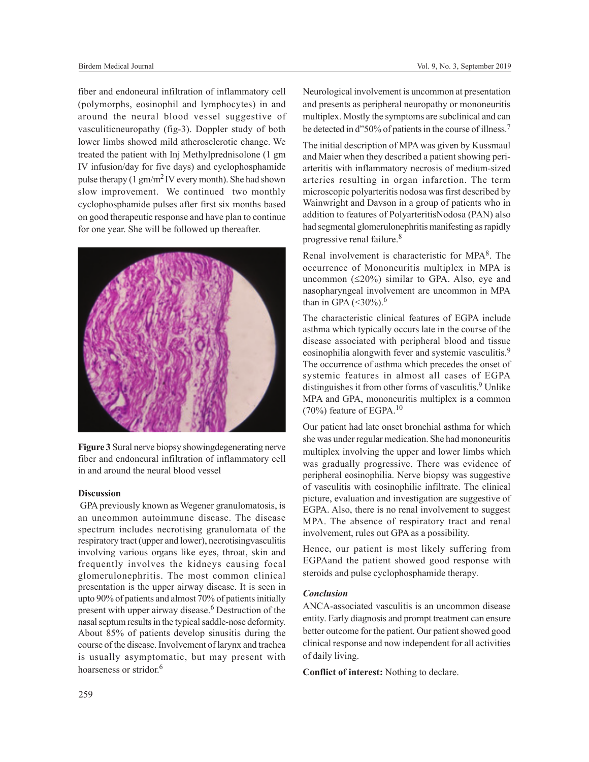fiber and endoneural infiltration of inflammatory cell (polymorphs, eosinophil and lymphocytes) in and around the neural blood vessel suggestive of vasculiticneuropathy (fig-3). Doppler study of both lower limbs showed mild atherosclerotic change. We treated the patient with Inj Methylprednisolone (1 gm IV infusion/day for five days) and cyclophosphamide pulse therapy (1 gm/m$^2$ IV every month). She had shown slow improvement. We continued two monthly cyclophosphamide pulses after first six months based on good therapeutic response and have plan to continue for one year. She will be followed up thereafter.

**Figure 3** Sural nerve biopsy showingdegenerating nerve fiber and endoneural infiltration of inflammatory cell in and around the neural blood vessel

**Discussion**

GPA previously known as Wegener granulomatosis, is an uncommon autoimmune disease. The disease spectrum includes necrotising granulomata of the respiratory tract (upper and lower), necrotisingvasculitis involving various organs like eyes, throat, skin and frequently involves the kidneys causing focal glomerulonephritis. The most common clinical presentation is the upper airway disease. It is seen in upto 90% of patients and almost 70% of patients initially present with upper airway disease.[6] Destruction of the nasal septum results in the typical saddle-nose deformity. About 85% of patients develop sinusitis during the course of the disease. Involvement of larynx and trachea is usually asymptomatic, but may present with hoarseness or stridor.[6]

Neurological involvement is uncommon at presentation and presents as peripheral neuropathy or mononeuritis multiplex. Mostly the symptoms are subclinical and can be detected in d"50% of patients in the course of illness.[7]

The initial description of MPA was given by Kussmaul and Maier when they described a patient showing periarteritis with inflammatory necrosis of medium-sized arteries resulting in organ infarction. The term microscopic polyarteritis nodosa was first described by Wainwright and Davson in a group of patients who in addition to features of PolyarteritisNodosa (PAN) also had segmental glomerulonephritis manifesting as rapidly progressive renal failure.[8]

Renal involvement is characteristic for MPA[8]. The occurrence of Mononeuritis multiplex in MPA is uncommon (≤20%) similar to GPA. Also, eye and nasopharyngeal involvement are uncommon in MPA than in GPA (<30%).[6]

The characteristic clinical features of EGPA include asthma which typically occurs late in the course of the disease associated with peripheral blood and tissue eosinophilia alongwith fever and systemic vasculitis.[9] The occurrence of asthma which precedes the onset of systemic features in almost all cases of EGPA distinguishes it from other forms of vasculitis.[9] Unlike MPA and GPA, mononeuritis multiplex is a common (70%) feature of EGPA.[10]

Our patient had late onset bronchial asthma for which she was under regular medication. She had mononeuritis multiplex involving the upper and lower limbs which was gradually progressive. There was evidence of peripheral eosinophilia. Nerve biopsy was suggestive of vasculitis with eosinophilic infiltrate. The clinical picture, evaluation and investigation are suggestive of EGPA. Also, there is no renal involvement to suggest MPA. The absence of respiratory tract and renal involvement, rules out GPA as a possibility.

Hence, our patient is most likely suffering from EGPAand the patient showed good response with steroids and pulse cyclophosphamide therapy.

***Conclusion***

ANCA-associated vasculitis is an uncommon disease entity. Early diagnosis and prompt treatment can ensure better outcome for the patient. Our patient showed good clinical response and now independent for all activities of daily living.

**Conflict of interest:** Nothing to declare.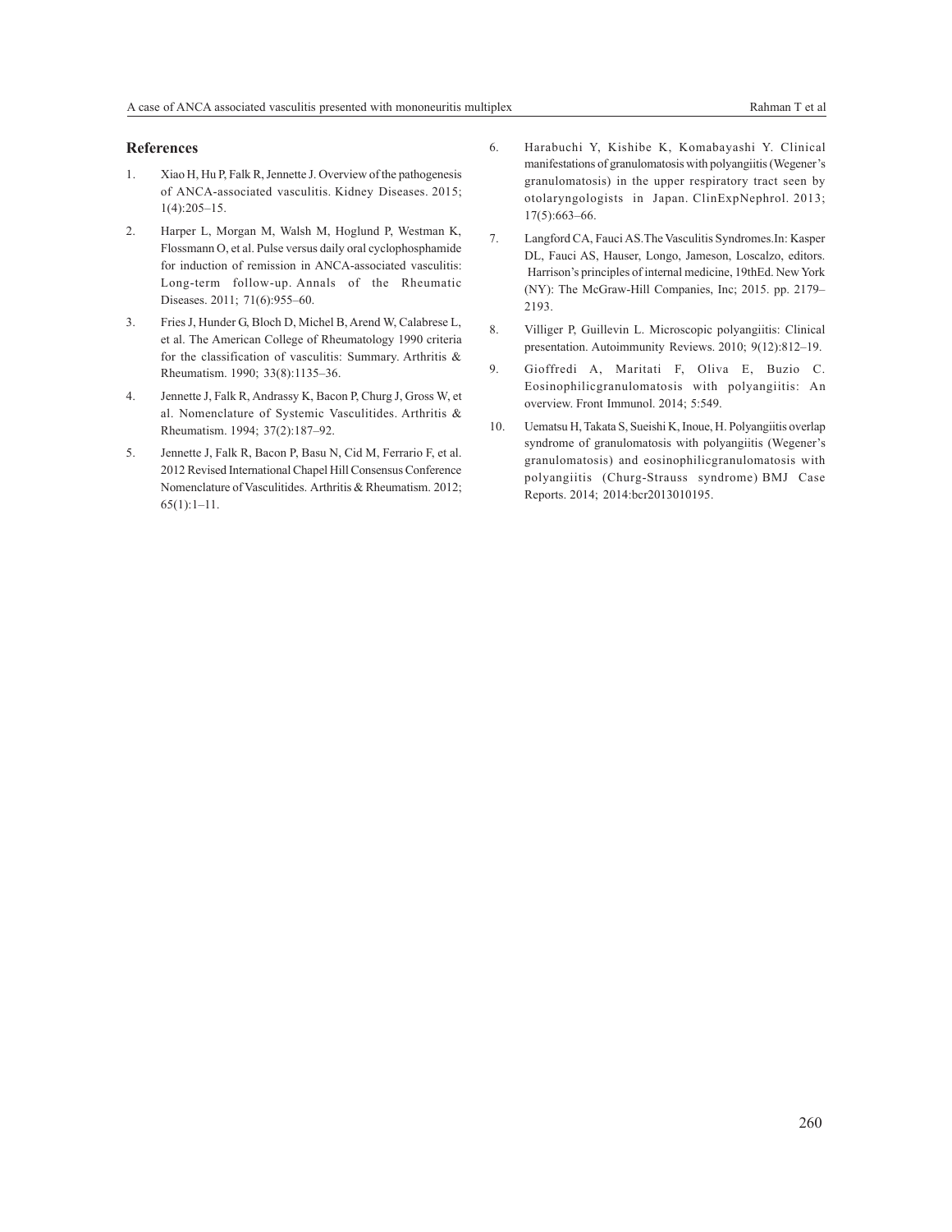## References

1. Xiao H, Hu P, Falk R, Jennette J. Overview of the pathogenesis of ANCA-associated vasculitis. Kidney Diseases. 2015; 1(4):205–15.
2. Harper L, Morgan M, Walsh M, Hoglund P, Westman K, Flossmann O, et al. Pulse versus daily oral cyclophosphamide for induction of remission in ANCA-associated vasculitis: Long-term follow-up. Annals of the Rheumatic Diseases. 2011; 71(6):955–60.
3. Fries J, Hunder G, Bloch D, Michel B, Arend W, Calabrese L, et al. The American College of Rheumatology 1990 criteria for the classification of vasculitis: Summary. Arthritis & Rheumatism. 1990; 33(8):1135–36.
4. Jennette J, Falk R, Andrassy K, Bacon P, Churg J, Gross W, et al. Nomenclature of Systemic Vasculitides. Arthritis & Rheumatism. 1994; 37(2):187–92.
5. Jennette J, Falk R, Bacon P, Basu N, Cid M, Ferrario F, et al. 2012 Revised International Chapel Hill Consensus Conference Nomenclature of Vasculitides. Arthritis & Rheumatism. 2012; 65(1):1–11.
6. Harabuchi Y, Kishibe K, Komabayashi Y. Clinical manifestations of granulomatosis with polyangiitis (Wegener's granulomatosis) in the upper respiratory tract seen by otolaryngologists in Japan. ClinExpNephrol. 2013; 17(5):663–66.
7. Langford CA, Fauci AS.The Vasculitis Syndromes.In: Kasper DL, Fauci AS, Hauser, Longo, Jameson, Loscalzo, editors. Harrison's principles of internal medicine, 19thEd. New York (NY): The McGraw-Hill Companies, Inc; 2015. pp. 2179–2193.
8. Villiger P, Guillevin L. Microscopic polyangiitis: Clinical presentation. Autoimmunity Reviews. 2010; 9(12):812–19.
9. Gioffredi A, Maritati F, Oliva E, Buzio C. Eosinophilicgranulomatosis with polyangiitis: An overview. Front Immunol. 2014; 5:549.
10. Uematsu H, Takata S, Sueishi K, Inoue, H. Polyangiitis overlap syndrome of granulomatosis with polyangiitis (Wegener's granulomatosis) and eosinophilicgranulomatosis with polyangiitis (Churg-Strauss syndrome) BMJ Case Reports. 2014; 2014:bcr2013010195.